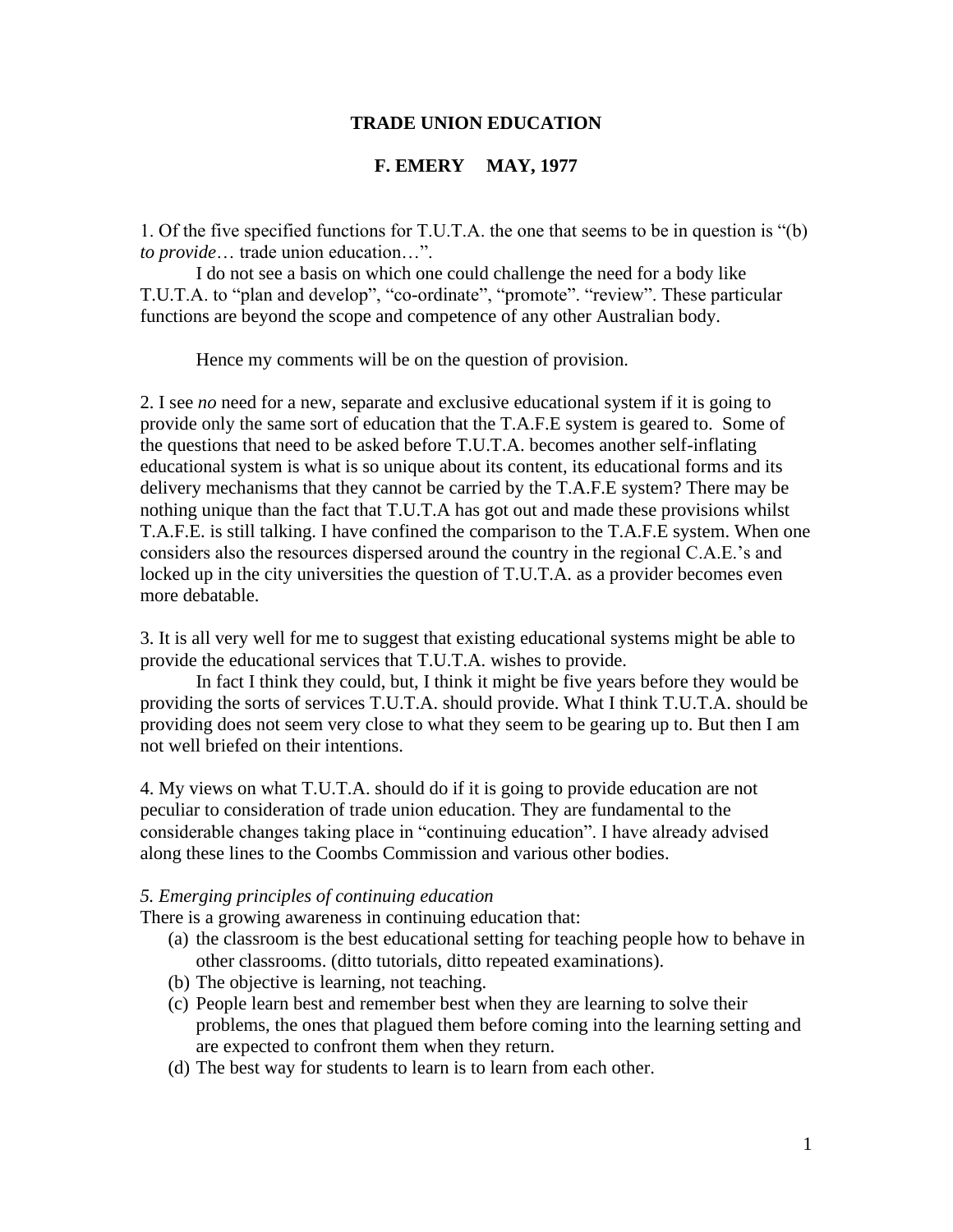# TRADE UNION EDUCATION

## F. EMERY MAY, 1977

1. Of the five specified functions for T.U.T.A. the one that seems to be in question is "(b) *to provide*… trade union education…".

I do not see a basis on which one could challenge the need for a body like T.U.T.A. to "plan and develop", "co-ordinate", "promote". "review". These particular functions are beyond the scope and competence of any other Australian body.

Hence my comments will be on the question of provision.

2. I see *no* need for a new, separate and exclusive educational system if it is going to provide only the same sort of education that the T.A.F.E system is geared to. Some of the questions that need to be asked before T.U.T.A. becomes another self-inflating educational system is what is so unique about its content, its educational forms and its delivery mechanisms that they cannot be carried by the T.A.F.E system? There may be nothing unique than the fact that T.U.T.A has got out and made these provisions whilst T.A.F.E. is still talking. I have confined the comparison to the T.A.F.E system. When one considers also the resources dispersed around the country in the regional C.A.E.'s and locked up in the city universities the question of T.U.T.A. as a provider becomes even more debatable.

3. It is all very well for me to suggest that existing educational systems might be able to provide the educational services that T.U.T.A. wishes to provide.

In fact I think they could, but, I think it might be five years before they would be providing the sorts of services T.U.T.A. should provide. What I think T.U.T.A. should be providing does not seem very close to what they seem to be gearing up to. But then I am not well briefed on their intentions.

4. My views on what T.U.T.A. should do if it is going to provide education are not peculiar to consideration of trade union education. They are fundamental to the considerable changes taking place in "continuing education". I have already advised along these lines to the Coombs Commission and various other bodies.

*5. Emerging principles of continuing education*

There is a growing awareness in continuing education that:

(a) the classroom is the best educational setting for teaching people how to behave in other classrooms. (ditto tutorials, ditto repeated examinations).
(b) The objective is learning, not teaching.
(c) People learn best and remember best when they are learning to solve their problems, the ones that plagued them before coming into the learning setting and are expected to confront them when they return.
(d) The best way for students to learn is to learn from each other.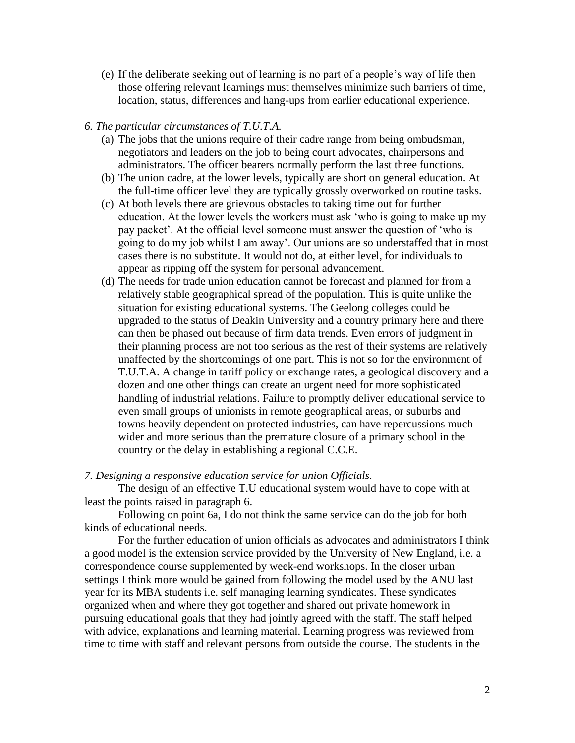(e) If the deliberate seeking out of learning is no part of a people's way of life then those offering relevant learnings must themselves minimize such barriers of time, location, status, differences and hang-ups from earlier educational experience.

*6. The particular circumstances of T.U.T.A.*

(a) The jobs that the unions require of their cadre range from being ombudsman, negotiators and leaders on the job to being court advocates, chairpersons and administrators. The officer bearers normally perform the last three functions.

(b) The union cadre, at the lower levels, typically are short on general education. At the full-time officer level they are typically grossly overworked on routine tasks.

(c) At both levels there are grievous obstacles to taking time out for further education. At the lower levels the workers must ask 'who is going to make up my pay packet'. At the official level someone must answer the question of 'who is going to do my job whilst I am away'. Our unions are so understaffed that in most cases there is no substitute. It would not do, at either level, for individuals to appear as ripping off the system for personal advancement.

(d) The needs for trade union education cannot be forecast and planned for from a relatively stable geographical spread of the population. This is quite unlike the situation for existing educational systems. The Geelong colleges could be upgraded to the status of Deakin University and a country primary here and there can then be phased out because of firm data trends. Even errors of judgment in their planning process are not too serious as the rest of their systems are relatively unaffected by the shortcomings of one part. This is not so for the environment of T.U.T.A. A change in tariff policy or exchange rates, a geological discovery and a dozen and one other things can create an urgent need for more sophisticated handling of industrial relations. Failure to promptly deliver educational service to even small groups of unionists in remote geographical areas, or suburbs and towns heavily dependent on protected industries, can have repercussions much wider and more serious than the premature closure of a primary school in the country or the delay in establishing a regional C.C.E.

*7. Designing a responsive education service for union Officials.*

The design of an effective T.U educational system would have to cope with at least the points raised in paragraph 6.

Following on point 6a, I do not think the same service can do the job for both kinds of educational needs.

For the further education of union officials as advocates and administrators I think a good model is the extension service provided by the University of New England, i.e. a correspondence course supplemented by week-end workshops. In the closer urban settings I think more would be gained from following the model used by the ANU last year for its MBA students i.e. self managing learning syndicates. These syndicates organized when and where they got together and shared out private homework in pursuing educational goals that they had jointly agreed with the staff. The staff helped with advice, explanations and learning material. Learning progress was reviewed from time to time with staff and relevant persons from outside the course. The students in the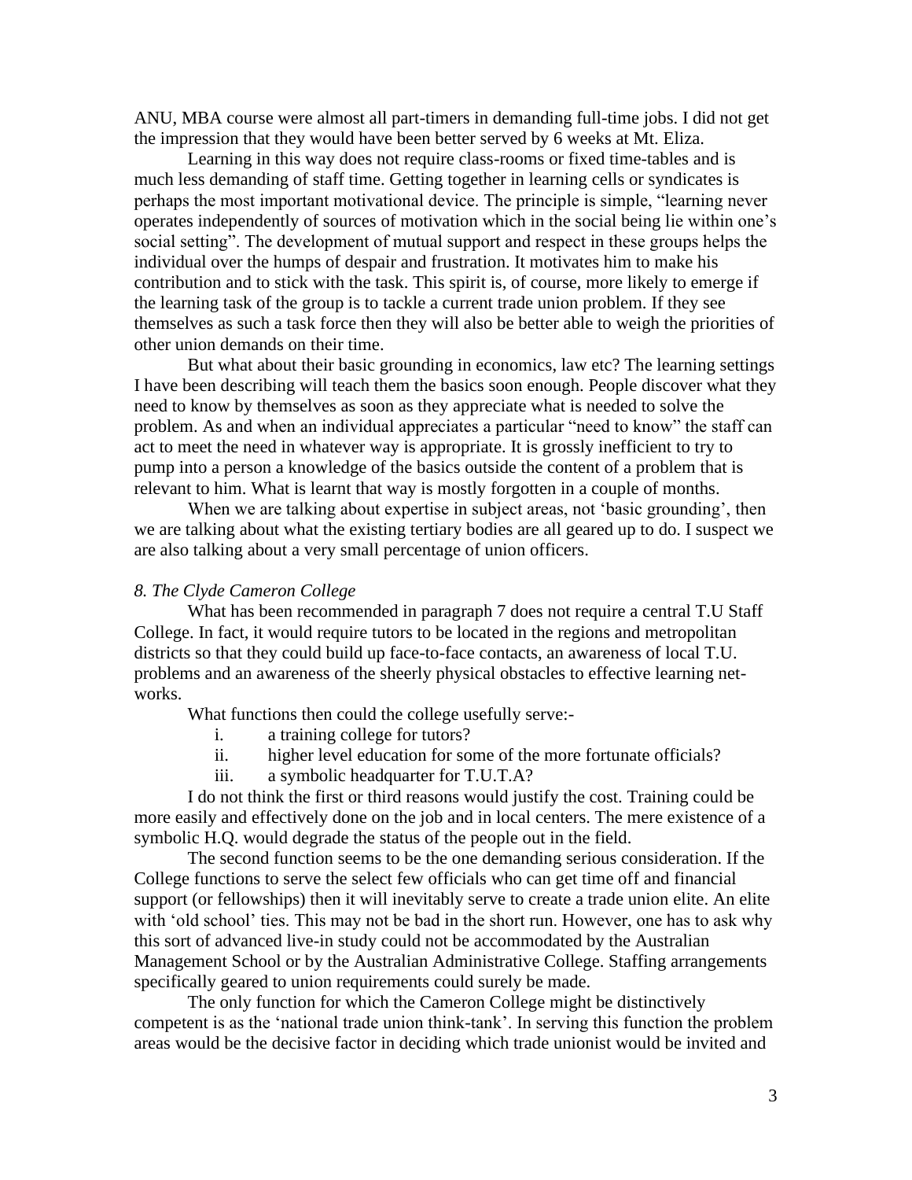ANU, MBA course were almost all part-timers in demanding full-time jobs. I did not get the impression that they would have been better served by 6 weeks at Mt. Eliza.

Learning in this way does not require class-rooms or fixed time-tables and is much less demanding of staff time. Getting together in learning cells or syndicates is perhaps the most important motivational device. The principle is simple, "learning never operates independently of sources of motivation which in the social being lie within one's social setting". The development of mutual support and respect in these groups helps the individual over the humps of despair and frustration. It motivates him to make his contribution and to stick with the task. This spirit is, of course, more likely to emerge if the learning task of the group is to tackle a current trade union problem. If they see themselves as such a task force then they will also be better able to weigh the priorities of other union demands on their time.

But what about their basic grounding in economics, law etc? The learning settings I have been describing will teach them the basics soon enough. People discover what they need to know by themselves as soon as they appreciate what is needed to solve the problem. As and when an individual appreciates a particular "need to know" the staff can act to meet the need in whatever way is appropriate. It is grossly inefficient to try to pump into a person a knowledge of the basics outside the content of a problem that is relevant to him. What is learnt that way is mostly forgotten in a couple of months.

When we are talking about expertise in subject areas, not 'basic grounding', then we are talking about what the existing tertiary bodies are all geared up to do. I suspect we are also talking about a very small percentage of union officers.

*8. The Clyde Cameron College*

What has been recommended in paragraph 7 does not require a central T.U Staff College. In fact, it would require tutors to be located in the regions and metropolitan districts so that they could build up face-to-face contacts, an awareness of local T.U. problems and an awareness of the sheerly physical obstacles to effective learning net-works.

What functions then could the college usefully serve:-

i. a training college for tutors?
ii. higher level education for some of the more fortunate officials?
iii. a symbolic headquarter for T.U.T.A?

I do not think the first or third reasons would justify the cost. Training could be more easily and effectively done on the job and in local centers. The mere existence of a symbolic H.Q. would degrade the status of the people out in the field.

The second function seems to be the one demanding serious consideration. If the College functions to serve the select few officials who can get time off and financial support (or fellowships) then it will inevitably serve to create a trade union elite. An elite with 'old school' ties. This may not be bad in the short run. However, one has to ask why this sort of advanced live-in study could not be accommodated by the Australian Management School or by the Australian Administrative College. Staffing arrangements specifically geared to union requirements could surely be made.

The only function for which the Cameron College might be distinctively competent is as the 'national trade union think-tank'. In serving this function the problem areas would be the decisive factor in deciding which trade unionist would be invited and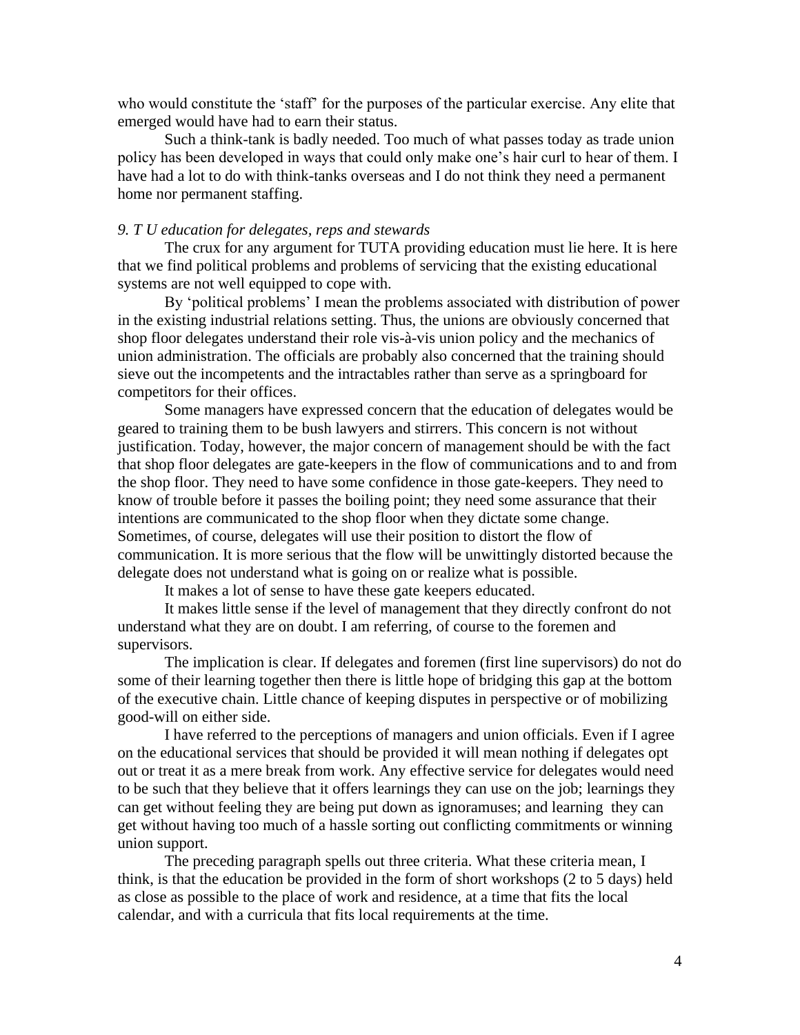who would constitute the 'staff' for the purposes of the particular exercise. Any elite that emerged would have had to earn their status.

Such a think-tank is badly needed. Too much of what passes today as trade union policy has been developed in ways that could only make one's hair curl to hear of them. I have had a lot to do with think-tanks overseas and I do not think they need a permanent home nor permanent staffing.

*9. T U education for delegates, reps and stewards*

The crux for any argument for TUTA providing education must lie here. It is here that we find political problems and problems of servicing that the existing educational systems are not well equipped to cope with.

By 'political problems' I mean the problems associated with distribution of power in the existing industrial relations setting. Thus, the unions are obviously concerned that shop floor delegates understand their role vis-à-vis union policy and the mechanics of union administration. The officials are probably also concerned that the training should sieve out the incompetents and the intractables rather than serve as a springboard for competitors for their offices.

Some managers have expressed concern that the education of delegates would be geared to training them to be bush lawyers and stirrers. This concern is not without justification. Today, however, the major concern of management should be with the fact that shop floor delegates are gate-keepers in the flow of communications and to and from the shop floor. They need to have some confidence in those gate-keepers. They need to know of trouble before it passes the boiling point; they need some assurance that their intentions are communicated to the shop floor when they dictate some change. Sometimes, of course, delegates will use their position to distort the flow of communication. It is more serious that the flow will be unwittingly distorted because the delegate does not understand what is going on or realize what is possible.

It makes a lot of sense to have these gate keepers educated.

It makes little sense if the level of management that they directly confront do not understand what they are on doubt. I am referring, of course to the foremen and supervisors.

The implication is clear. If delegates and foremen (first line supervisors) do not do some of their learning together then there is little hope of bridging this gap at the bottom of the executive chain. Little chance of keeping disputes in perspective or of mobilizing good-will on either side.

I have referred to the perceptions of managers and union officials. Even if I agree on the educational services that should be provided it will mean nothing if delegates opt out or treat it as a mere break from work. Any effective service for delegates would need to be such that they believe that it offers learnings they can use on the job; learnings they can get without feeling they are being put down as ignoramuses; and learning they can get without having too much of a hassle sorting out conflicting commitments or winning union support.

The preceding paragraph spells out three criteria. What these criteria mean, I think, is that the education be provided in the form of short workshops (2 to 5 days) held as close as possible to the place of work and residence, at a time that fits the local calendar, and with a curricula that fits local requirements at the time.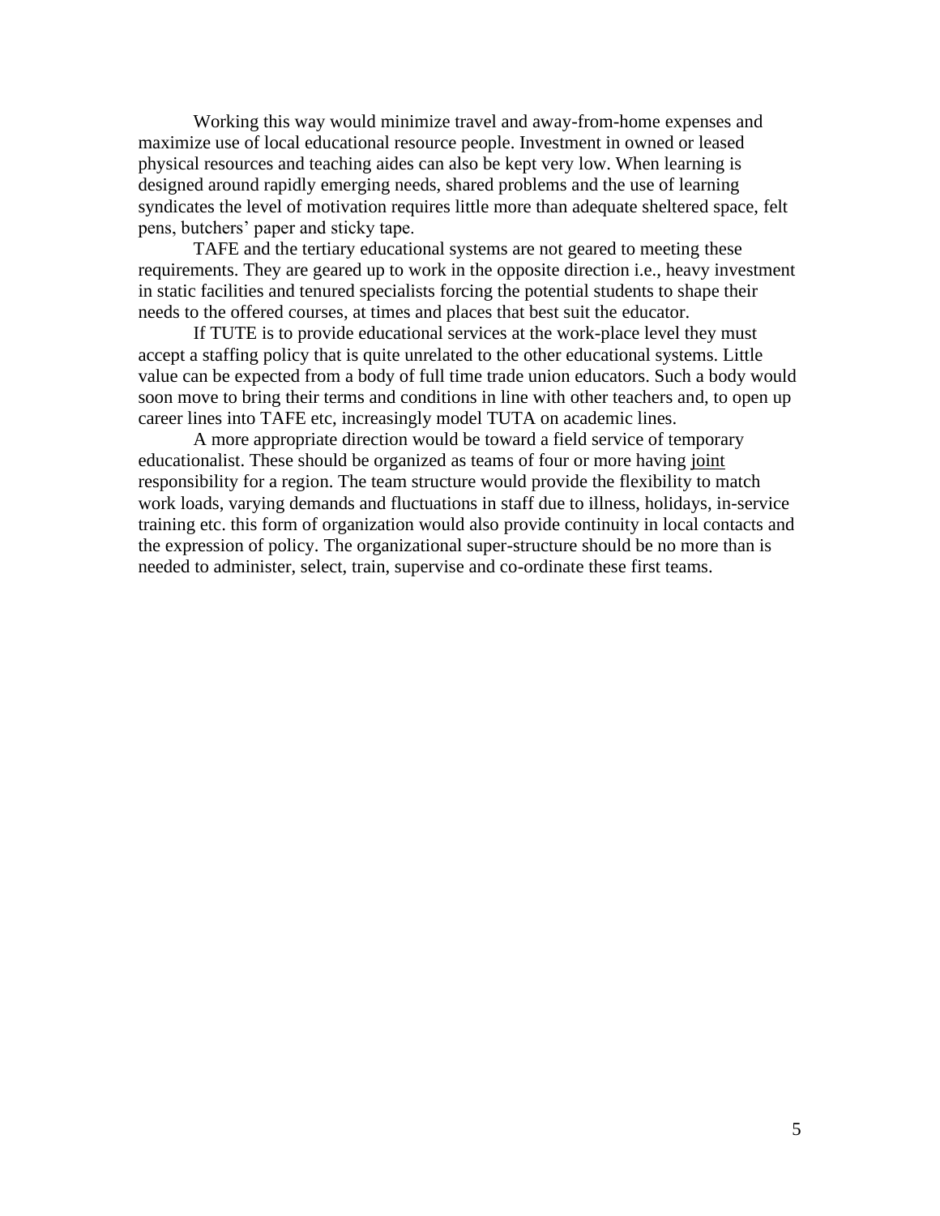Working this way would minimize travel and away-from-home expenses and maximize use of local educational resource people. Investment in owned or leased physical resources and teaching aides can also be kept very low. When learning is designed around rapidly emerging needs, shared problems and the use of learning syndicates the level of motivation requires little more than adequate sheltered space, felt pens, butchers' paper and sticky tape.

TAFE and the tertiary educational systems are not geared to meeting these requirements. They are geared up to work in the opposite direction i.e., heavy investment in static facilities and tenured specialists forcing the potential students to shape their needs to the offered courses, at times and places that best suit the educator.

If TUTE is to provide educational services at the work-place level they must accept a staffing policy that is quite unrelated to the other educational systems. Little value can be expected from a body of full time trade union educators. Such a body would soon move to bring their terms and conditions in line with other teachers and, to open up career lines into TAFE etc, increasingly model TUTA on academic lines.

A more appropriate direction would be toward a field service of temporary educationalist. These should be organized as teams of four or more having <u>joint</u> responsibility for a region. The team structure would provide the flexibility to match work loads, varying demands and fluctuations in staff due to illness, holidays, in-service training etc. this form of organization would also provide continuity in local contacts and the expression of policy. The organizational super-structure should be no more than is needed to administer, select, train, supervise and co-ordinate these first teams.